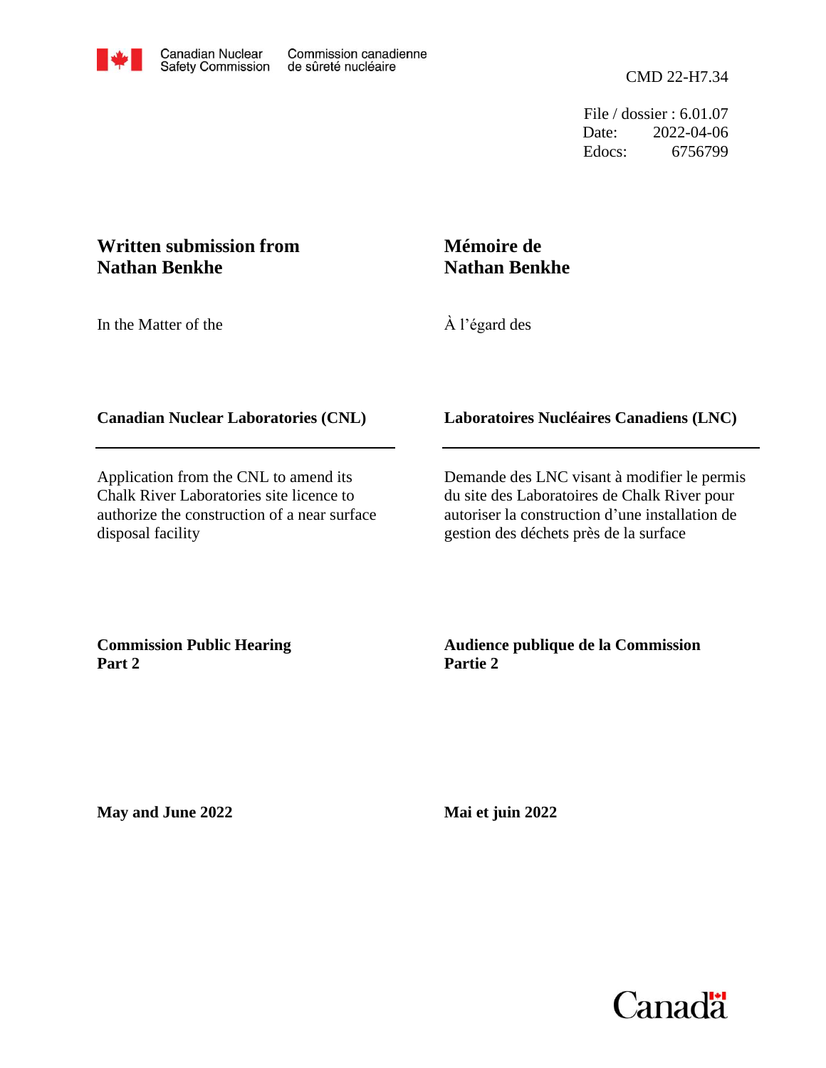Canadian Nuclear Safety Commission | Commission canadienne de sûreté nucléaire

CMD 22-H7.34

File / dossier : 6.01.07
Date: 2022-04-06
Edocs: 6756799

## Written submission from Nathan Benkhe

## Mémoire de Nathan Benkhe

In the Matter of the

À l'égard des

**Canadian Nuclear Laboratories (CNL)**

**Laboratoires Nucléaires Canadiens (LNC)**

---

Application from the CNL to amend its Chalk River Laboratories site licence to authorize the construction of a near surface disposal facility

Demande des LNC visant à modifier le permis du site des Laboratoires de Chalk River pour autoriser la construction d'une installation de gestion des déchets près de la surface

**Commission Public Hearing**
**Part 2**

**Audience publique de la Commission**
**Partie 2**

**May and June 2022**

**Mai et juin 2022**

Canada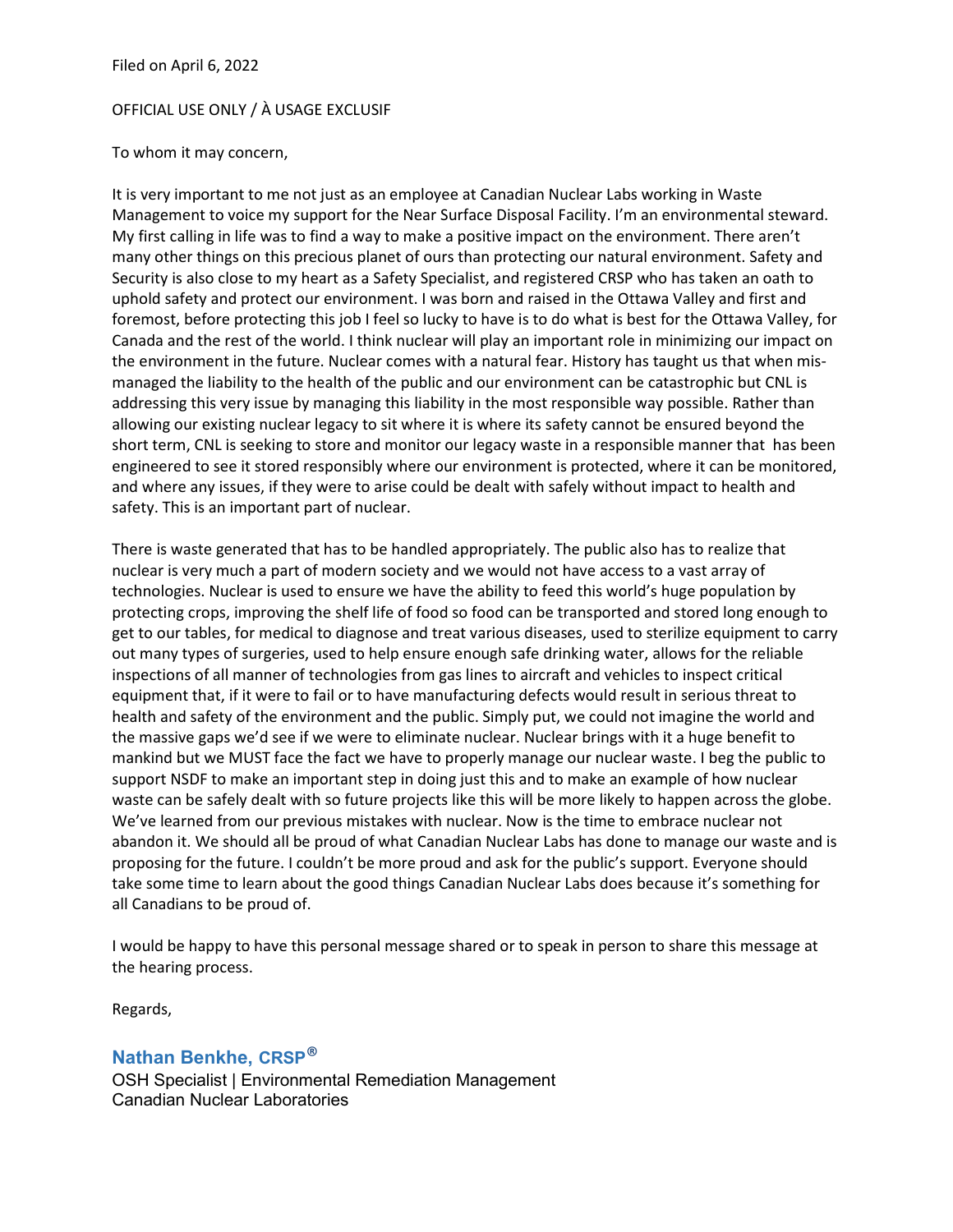Filed on April 6, 2022

OFFICIAL USE ONLY / À USAGE EXCLUSIF

To whom it may concern,

It is very important to me not just as an employee at Canadian Nuclear Labs working in Waste Management to voice my support for the Near Surface Disposal Facility. I'm an environmental steward. My first calling in life was to find a way to make a positive impact on the environment. There aren't many other things on this precious planet of ours than protecting our natural environment. Safety and Security is also close to my heart as a Safety Specialist, and registered CRSP who has taken an oath to uphold safety and protect our environment. I was born and raised in the Ottawa Valley and first and foremost, before protecting this job I feel so lucky to have is to do what is best for the Ottawa Valley, for Canada and the rest of the world. I think nuclear will play an important role in minimizing our impact on the environment in the future. Nuclear comes with a natural fear. History has taught us that when mis-managed the liability to the health of the public and our environment can be catastrophic but CNL is addressing this very issue by managing this liability in the most responsible way possible. Rather than allowing our existing nuclear legacy to sit where it is where its safety cannot be ensured beyond the short term, CNL is seeking to store and monitor our legacy waste in a responsible manner that has been engineered to see it stored responsibly where our environment is protected, where it can be monitored, and where any issues, if they were to arise could be dealt with safely without impact to health and safety. This is an important part of nuclear.

There is waste generated that has to be handled appropriately. The public also has to realize that nuclear is very much a part of modern society and we would not have access to a vast array of technologies. Nuclear is used to ensure we have the ability to feed this world's huge population by protecting crops, improving the shelf life of food so food can be transported and stored long enough to get to our tables, for medical to diagnose and treat various diseases, used to sterilize equipment to carry out many types of surgeries, used to help ensure enough safe drinking water, allows for the reliable inspections of all manner of technologies from gas lines to aircraft and vehicles to inspect critical equipment that, if it were to fail or to have manufacturing defects would result in serious threat to health and safety of the environment and the public. Simply put, we could not imagine the world and the massive gaps we'd see if we were to eliminate nuclear. Nuclear brings with it a huge benefit to mankind but we MUST face the fact we have to properly manage our nuclear waste. I beg the public to support NSDF to make an important step in doing just this and to make an example of how nuclear waste can be safely dealt with so future projects like this will be more likely to happen across the globe. We've learned from our previous mistakes with nuclear. Now is the time to embrace nuclear not abandon it. We should all be proud of what Canadian Nuclear Labs has done to manage our waste and is proposing for the future. I couldn't be more proud and ask for the public's support. Everyone should take some time to learn about the good things Canadian Nuclear Labs does because it's something for all Canadians to be proud of.

I would be happy to have this personal message shared or to speak in person to share this message at the hearing process.

Regards,

**Nathan Benkhe, CRSP®**
OSH Specialist | Environmental Remediation Management
Canadian Nuclear Laboratories